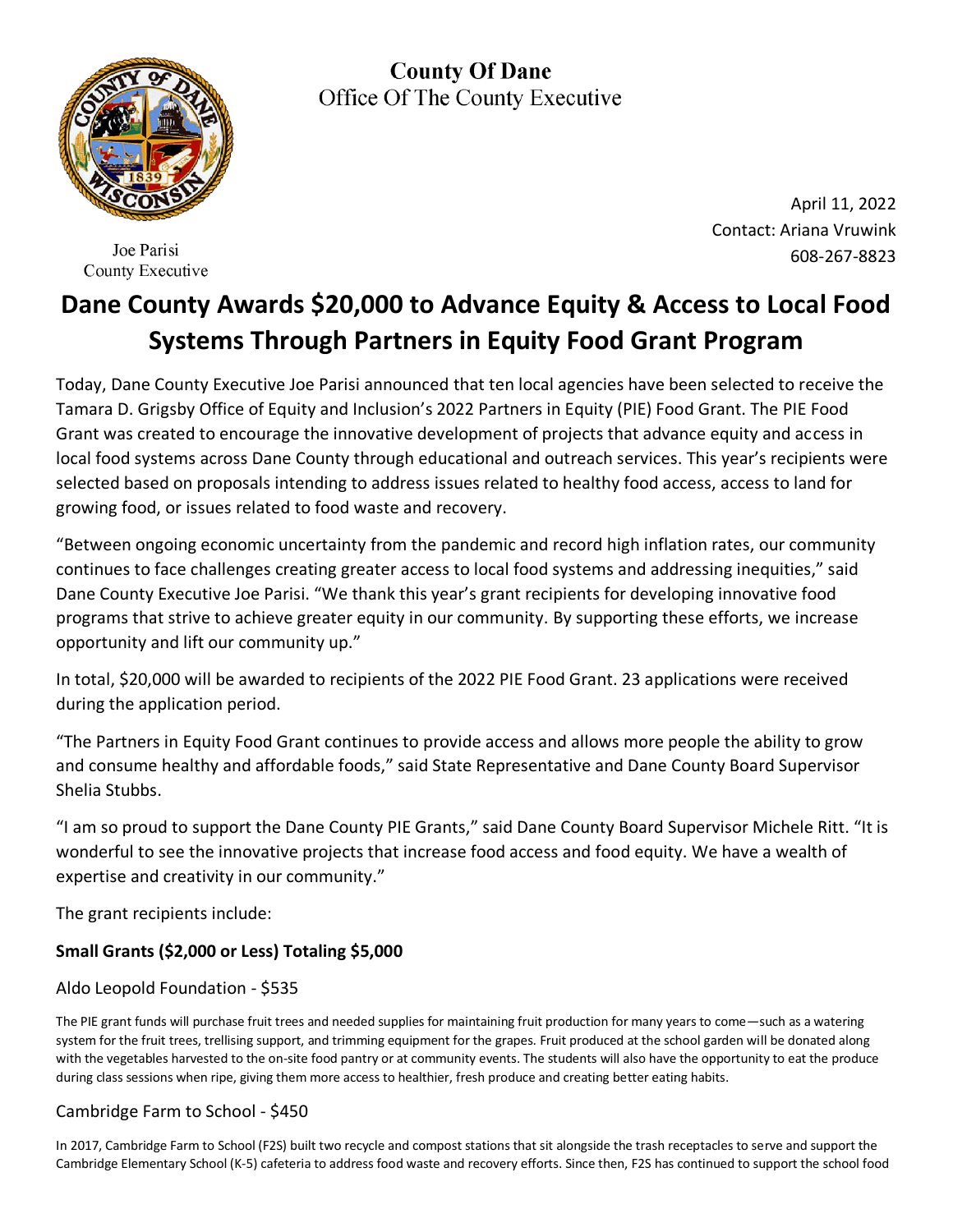**County Of Dane**
Office Of The County Executive

Joe Parisi
County Executive

April 11, 2022
Contact: Ariana Vruwink
608-267-8823

# Dane County Awards $20,000 to Advance Equity & Access to Local Food Systems Through Partners in Equity Food Grant Program

Today, Dane County Executive Joe Parisi announced that ten local agencies have been selected to receive the Tamara D. Grigsby Office of Equity and Inclusion's 2022 Partners in Equity (PIE) Food Grant. The PIE Food Grant was created to encourage the innovative development of projects that advance equity and access in local food systems across Dane County through educational and outreach services. This year's recipients were selected based on proposals intending to address issues related to healthy food access, access to land for growing food, or issues related to food waste and recovery.

"Between ongoing economic uncertainty from the pandemic and record high inflation rates, our community continues to face challenges creating greater access to local food systems and addressing inequities," said Dane County Executive Joe Parisi. "We thank this year's grant recipients for developing innovative food programs that strive to achieve greater equity in our community. By supporting these efforts, we increase opportunity and lift our community up."

In total, $20,000 will be awarded to recipients of the 2022 PIE Food Grant. 23 applications were received during the application period.

"The Partners in Equity Food Grant continues to provide access and allows more people the ability to grow and consume healthy and affordable foods," said State Representative and Dane County Board Supervisor Shelia Stubbs.

"I am so proud to support the Dane County PIE Grants," said Dane County Board Supervisor Michele Ritt. "It is wonderful to see the innovative projects that increase food access and food equity. We have a wealth of expertise and creativity in our community."

The grant recipients include:

**Small Grants ($2,000 or Less) Totaling $5,000**

### Aldo Leopold Foundation - $535

The PIE grant funds will purchase fruit trees and needed supplies for maintaining fruit production for many years to come—such as a watering system for the fruit trees, trellising support, and trimming equipment for the grapes. Fruit produced at the school garden will be donated along with the vegetables harvested to the on-site food pantry or at community events. The students will also have the opportunity to eat the produce during class sessions when ripe, giving them more access to healthier, fresh produce and creating better eating habits.

### Cambridge Farm to School - $450

In 2017, Cambridge Farm to School (F2S) built two recycle and compost stations that sit alongside the trash receptacles to serve and support the Cambridge Elementary School (K-5) cafeteria to address food waste and recovery efforts. Since then, F2S has continued to support the school food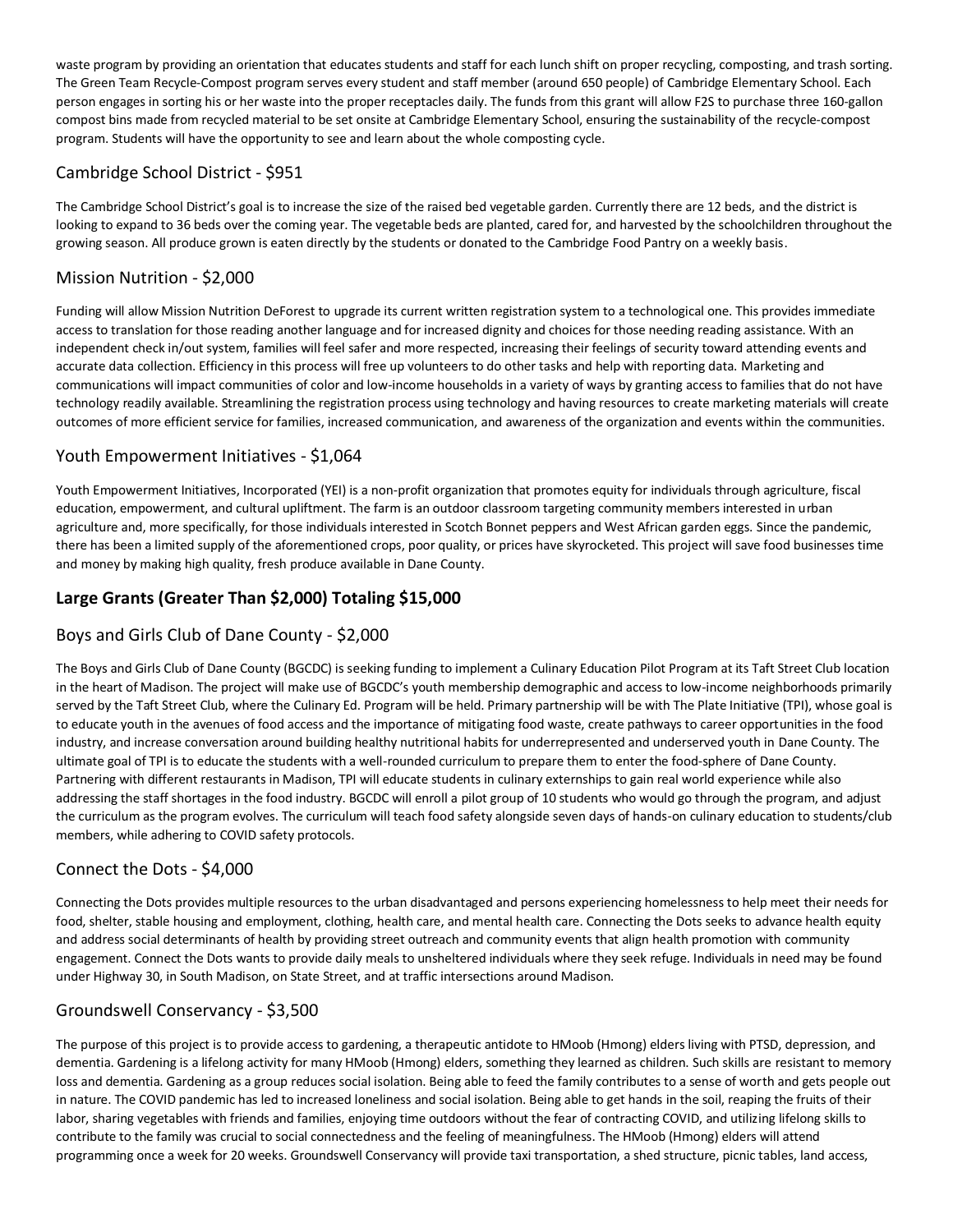waste program by providing an orientation that educates students and staff for each lunch shift on proper recycling, composting, and trash sorting. The Green Team Recycle-Compost program serves every student and staff member (around 650 people) of Cambridge Elementary School. Each person engages in sorting his or her waste into the proper receptacles daily. The funds from this grant will allow F2S to purchase three 160-gallon compost bins made from recycled material to be set onsite at Cambridge Elementary School, ensuring the sustainability of the recycle-compost program. Students will have the opportunity to see and learn about the whole composting cycle.

### Cambridge School District - $951

The Cambridge School District's goal is to increase the size of the raised bed vegetable garden. Currently there are 12 beds, and the district is looking to expand to 36 beds over the coming year. The vegetable beds are planted, cared for, and harvested by the schoolchildren throughout the growing season. All produce grown is eaten directly by the students or donated to the Cambridge Food Pantry on a weekly basis.

### Mission Nutrition - $2,000

Funding will allow Mission Nutrition DeForest to upgrade its current written registration system to a technological one. This provides immediate access to translation for those reading another language and for increased dignity and choices for those needing reading assistance. With an independent check in/out system, families will feel safer and more respected, increasing their feelings of security toward attending events and accurate data collection. Efficiency in this process will free up volunteers to do other tasks and help with reporting data. Marketing and communications will impact communities of color and low-income households in a variety of ways by granting access to families that do not have technology readily available. Streamlining the registration process using technology and having resources to create marketing materials will create outcomes of more efficient service for families, increased communication, and awareness of the organization and events within the communities.

### Youth Empowerment Initiatives - $1,064

Youth Empowerment Initiatives, Incorporated (YEI) is a non-profit organization that promotes equity for individuals through agriculture, fiscal education, empowerment, and cultural upliftment. The farm is an outdoor classroom targeting community members interested in urban agriculture and, more specifically, for those individuals interested in Scotch Bonnet peppers and West African garden eggs. Since the pandemic, there has been a limited supply of the aforementioned crops, poor quality, or prices have skyrocketed. This project will save food businesses time and money by making high quality, fresh produce available in Dane County.

## Large Grants (Greater Than $2,000) Totaling $15,000

### Boys and Girls Club of Dane County - $2,000

The Boys and Girls Club of Dane County (BGCDC) is seeking funding to implement a Culinary Education Pilot Program at its Taft Street Club location in the heart of Madison. The project will make use of BGCDC's youth membership demographic and access to low-income neighborhoods primarily served by the Taft Street Club, where the Culinary Ed. Program will be held. Primary partnership will be with The Plate Initiative (TPI), whose goal is to educate youth in the avenues of food access and the importance of mitigating food waste, create pathways to career opportunities in the food industry, and increase conversation around building healthy nutritional habits for underrepresented and underserved youth in Dane County. The ultimate goal of TPI is to educate the students with a well-rounded curriculum to prepare them to enter the food-sphere of Dane County. Partnering with different restaurants in Madison, TPI will educate students in culinary externships to gain real world experience while also addressing the staff shortages in the food industry. BGCDC will enroll a pilot group of 10 students who would go through the program, and adjust the curriculum as the program evolves. The curriculum will teach food safety alongside seven days of hands-on culinary education to students/club members, while adhering to COVID safety protocols.

### Connect the Dots - $4,000

Connecting the Dots provides multiple resources to the urban disadvantaged and persons experiencing homelessness to help meet their needs for food, shelter, stable housing and employment, clothing, health care, and mental health care. Connecting the Dots seeks to advance health equity and address social determinants of health by providing street outreach and community events that align health promotion with community engagement. Connect the Dots wants to provide daily meals to unsheltered individuals where they seek refuge. Individuals in need may be found under Highway 30, in South Madison, on State Street, and at traffic intersections around Madison.

### Groundswell Conservancy - $3,500

The purpose of this project is to provide access to gardening, a therapeutic antidote to HMoob (Hmong) elders living with PTSD, depression, and dementia. Gardening is a lifelong activity for many HMoob (Hmong) elders, something they learned as children. Such skills are resistant to memory loss and dementia. Gardening as a group reduces social isolation. Being able to feed the family contributes to a sense of worth and gets people out in nature. The COVID pandemic has led to increased loneliness and social isolation. Being able to get hands in the soil, reaping the fruits of their labor, sharing vegetables with friends and families, enjoying time outdoors without the fear of contracting COVID, and utilizing lifelong skills to contribute to the family was crucial to social connectedness and the feeling of meaningfulness. The HMoob (Hmong) elders will attend programming once a week for 20 weeks. Groundswell Conservancy will provide taxi transportation, a shed structure, picnic tables, land access,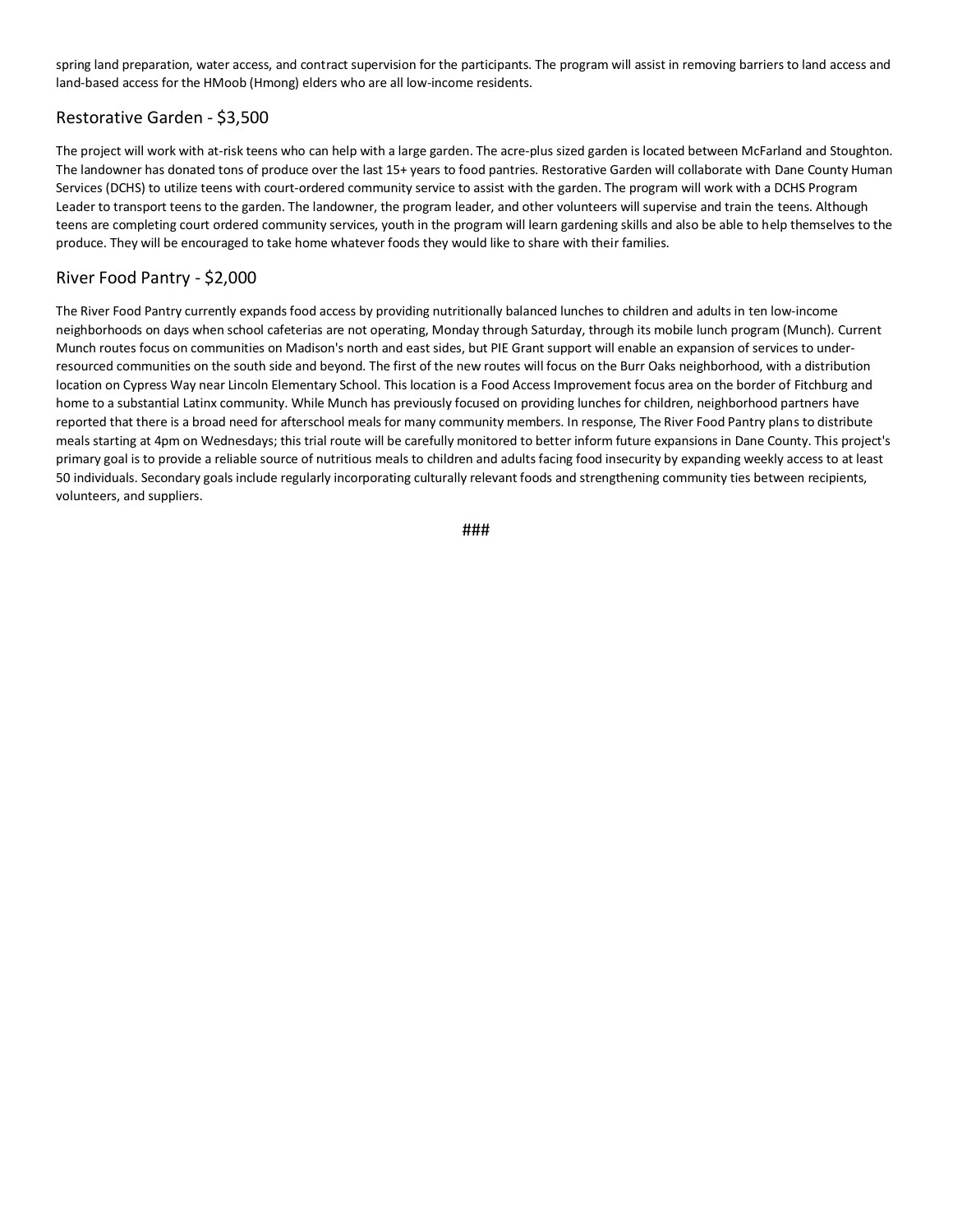spring land preparation, water access, and contract supervision for the participants. The program will assist in removing barriers to land access and land-based access for the HMoob (Hmong) elders who are all low-income residents.

## Restorative Garden - $3,500

The project will work with at-risk teens who can help with a large garden. The acre-plus sized garden is located between McFarland and Stoughton. The landowner has donated tons of produce over the last 15+ years to food pantries. Restorative Garden will collaborate with Dane County Human Services (DCHS) to utilize teens with court-ordered community service to assist with the garden. The program will work with a DCHS Program Leader to transport teens to the garden. The landowner, the program leader, and other volunteers will supervise and train the teens. Although teens are completing court ordered community services, youth in the program will learn gardening skills and also be able to help themselves to the produce. They will be encouraged to take home whatever foods they would like to share with their families.

## River Food Pantry - $2,000

The River Food Pantry currently expands food access by providing nutritionally balanced lunches to children and adults in ten low-income neighborhoods on days when school cafeterias are not operating, Monday through Saturday, through its mobile lunch program (Munch). Current Munch routes focus on communities on Madison's north and east sides, but PIE Grant support will enable an expansion of services to under-resourced communities on the south side and beyond. The first of the new routes will focus on the Burr Oaks neighborhood, with a distribution location on Cypress Way near Lincoln Elementary School. This location is a Food Access Improvement focus area on the border of Fitchburg and home to a substantial Latinx community. While Munch has previously focused on providing lunches for children, neighborhood partners have reported that there is a broad need for afterschool meals for many community members. In response, The River Food Pantry plans to distribute meals starting at 4pm on Wednesdays; this trial route will be carefully monitored to better inform future expansions in Dane County. This project's primary goal is to provide a reliable source of nutritious meals to children and adults facing food insecurity by expanding weekly access to at least 50 individuals. Secondary goals include regularly incorporating culturally relevant foods and strengthening community ties between recipients, volunteers, and suppliers.

###